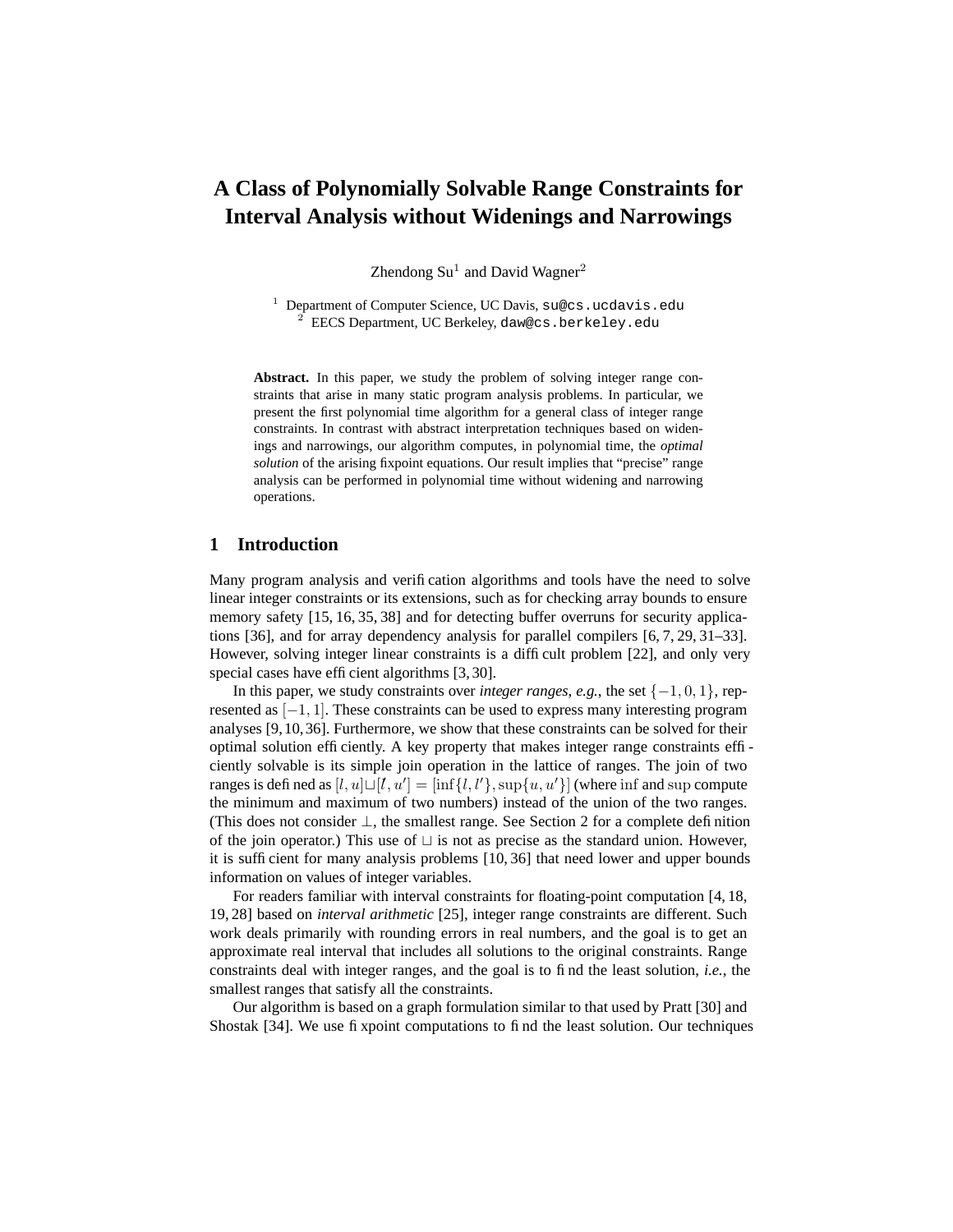# A Class of Polynomially Solvable Range Constraints for Interval Analysis without Widenings and Narrowings

Zhendong Su[1] and David Wagner[2]

[1] Department of Computer Science, UC Davis, `su@cs.ucdavis.edu`
[2] EECS Department, UC Berkeley, `daw@cs.berkeley.edu`

**Abstract.** In this paper, we study the problem of solving integer range constraints that arise in many static program analysis problems. In particular, we present the first polynomial time algorithm for a general class of integer range constraints. In contrast with abstract interpretation techniques based on widenings and narrowings, our algorithm computes, in polynomial time, the *optimal solution* of the arising fixpoint equations. Our result implies that "precise" range analysis can be performed in polynomial time without widening and narrowing operations.

## 1 Introduction

Many program analysis and verification algorithms and tools have the need to solve linear integer constraints or its extensions, such as for checking array bounds to ensure memory safety [15, 16, 35, 38] and for detecting buffer overruns for security applications [36], and for array dependency analysis for parallel compilers [6, 7, 29, 31–33]. However, solving integer linear constraints is a difficult problem [22], and only very special cases have efficient algorithms [3, 30].

In this paper, we study constraints over *integer ranges*, *e.g.*, the set $\{-1, 0, 1\}$, represented as $[-1, 1]$. These constraints can be used to express many interesting program analyses [9, 10, 36]. Furthermore, we show that these constraints can be solved for their optimal solution efficiently. A key property that makes integer range constraints efficiently solvable is its simple join operation in the lattice of ranges. The join of two ranges is defined as $[l, u] \sqcup [l', u'] = [\inf\{l, l'\}, \sup\{u, u'\}]$ (where $\inf$ and $\sup$ compute the minimum and maximum of two numbers) instead of the union of the two ranges. (This does not consider $\bot$, the smallest range. See Section 2 for a complete definition of the join operator.) This use of $\sqcup$ is not as precise as the standard union. However, it is sufficient for many analysis problems [10, 36] that need lower and upper bounds information on values of integer variables.

For readers familiar with interval constraints for floating-point computation [4, 18, 19, 28] based on *interval arithmetic* [25], integer range constraints are different. Such work deals primarily with rounding errors in real numbers, and the goal is to get an approximate real interval that includes all solutions to the original constraints. Range constraints deal with integer ranges, and the goal is to find the least solution, *i.e.*, the smallest ranges that satisfy all the constraints.

Our algorithm is based on a graph formulation similar to that used by Pratt [30] and Shostak [34]. We use fixpoint computations to find the least solution. Our techniques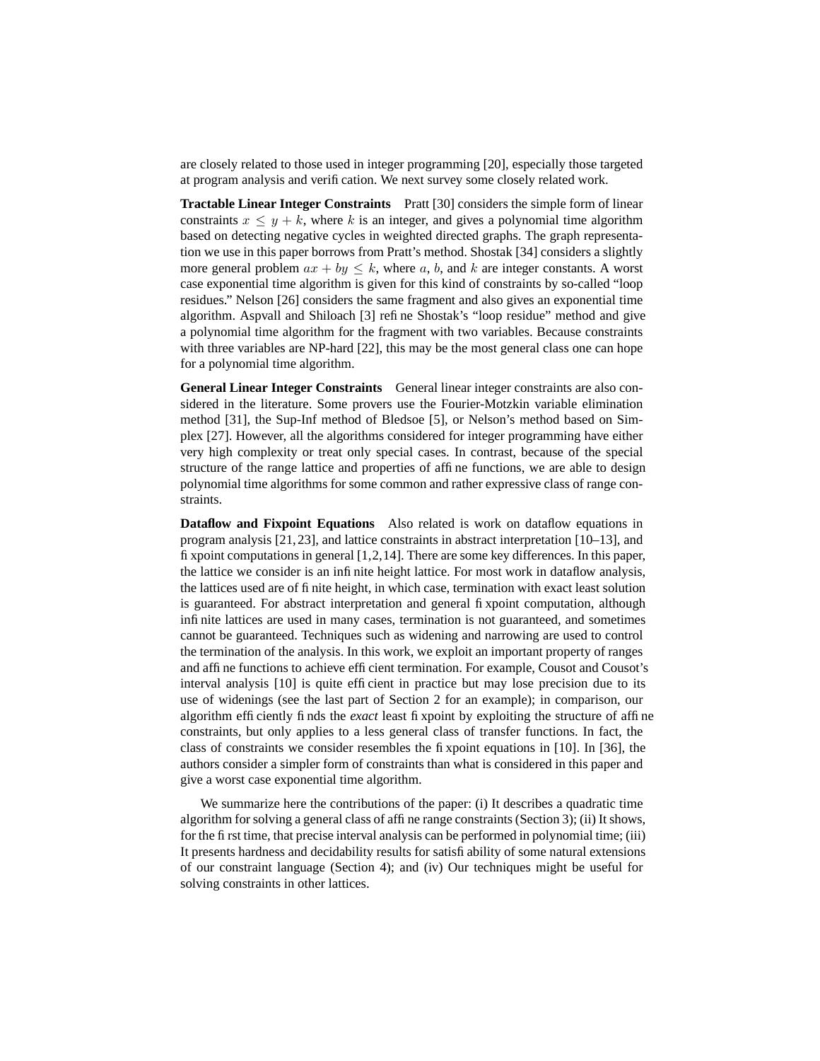are closely related to those used in integer programming [20], especially those targeted at program analysis and verification. We next survey some closely related work.

**Tractable Linear Integer Constraints** Pratt [30] considers the simple form of linear constraints $x \leq y + k$, where $k$ is an integer, and gives a polynomial time algorithm based on detecting negative cycles in weighted directed graphs. The graph representation we use in this paper borrows from Pratt's method. Shostak [34] considers a slightly more general problem $ax + by \leq k$, where $a$, $b$, and $k$ are integer constants. A worst case exponential time algorithm is given for this kind of constraints by so-called "loop residues." Nelson [26] considers the same fragment and also gives an exponential time algorithm. Aspvall and Shiloach [3] refine Shostak's "loop residue" method and give a polynomial time algorithm for the fragment with two variables. Because constraints with three variables are NP-hard [22], this may be the most general class one can hope for a polynomial time algorithm.

**General Linear Integer Constraints** General linear integer constraints are also considered in the literature. Some provers use the Fourier-Motzkin variable elimination method [31], the Sup-Inf method of Bledsoe [5], or Nelson's method based on Simplex [27]. However, all the algorithms considered for integer programming have either very high complexity or treat only special cases. In contrast, because of the special structure of the range lattice and properties of affine functions, we are able to design polynomial time algorithms for some common and rather expressive class of range constraints.

**Dataflow and Fixpoint Equations** Also related is work on dataflow equations in program analysis [21,23], and lattice constraints in abstract interpretation [10–13], and fixpoint computations in general [1,2,14]. There are some key differences. In this paper, the lattice we consider is an infinite height lattice. For most work in dataflow analysis, the lattices used are of finite height, in which case, termination with exact least solution is guaranteed. For abstract interpretation and general fixpoint computation, although infinite lattices are used in many cases, termination is not guaranteed, and sometimes cannot be guaranteed. Techniques such as widening and narrowing are used to control the termination of the analysis. In this work, we exploit an important property of ranges and affine functions to achieve efficient termination. For example, Cousot and Cousot's interval analysis [10] is quite efficient in practice but may lose precision due to its use of widenings (see the last part of Section 2 for an example); in comparison, our algorithm efficiently finds the *exact* least fixpoint by exploiting the structure of affine constraints, but only applies to a less general class of transfer functions. In fact, the class of constraints we consider resembles the fixpoint equations in [10]. In [36], the authors consider a simpler form of constraints than what is considered in this paper and give a worst case exponential time algorithm.

We summarize here the contributions of the paper: (i) It describes a quadratic time algorithm for solving a general class of affine range constraints (Section 3); (ii) It shows, for the first time, that precise interval analysis can be performed in polynomial time; (iii) It presents hardness and decidability results for satisfiability of some natural extensions of our constraint language (Section 4); and (iv) Our techniques might be useful for solving constraints in other lattices.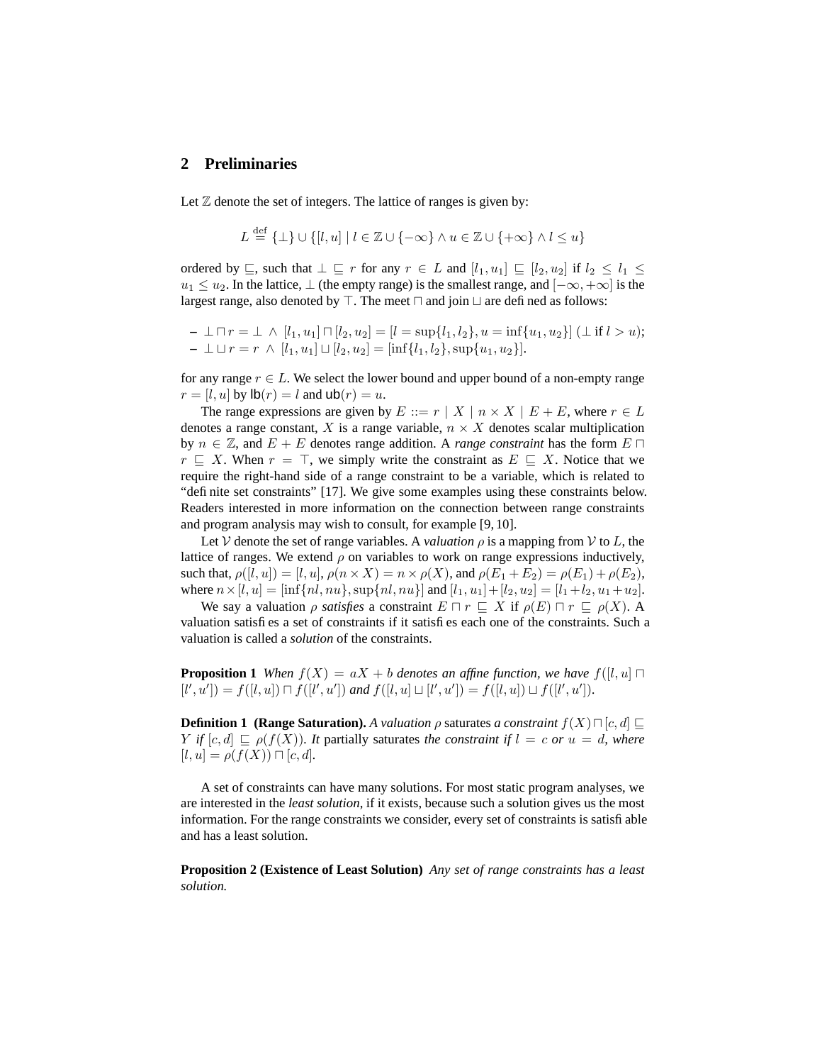## 2 Preliminaries

Let $\mathbb{Z}$ denote the set of integers. The lattice of ranges is given by:

$$L \stackrel{\text{def}}{=} \{\bot\} \cup \{[l, u] \mid l \in \mathbb{Z} \cup \{-\infty\} \wedge u \in \mathbb{Z} \cup \{+\infty\} \wedge l \leq u\}$$

ordered by $\sqsubseteq$, such that $\bot \sqsubseteq r$ for any $r \in L$ and $[l_1, u_1] \sqsubseteq [l_2, u_2]$ if $l_2 \leq l_1 \leq u_1 \leq u_2$. In the lattice, $\bot$ (the empty range) is the smallest range, and $[-\infty, +\infty]$ is the largest range, also denoted by $\top$. The meet $\sqcap$ and join $\sqcup$ are defined as follows:

- $\bot \sqcap r = \bot \;\wedge\; [l_1, u_1] \sqcap [l_2, u_2] = [l = \sup\{l_1, l_2\}, u = \inf\{u_1, u_2\}]$ ($\bot$ if $l > u$);
- $\bot \sqcup r = r \;\wedge\; [l_1, u_1] \sqcup [l_2, u_2] = [\inf\{l_1, l_2\}, \sup\{u_1, u_2\}]$.

for any range $r \in L$. We select the lower bound and upper bound of a non-empty range $r = [l, u]$ by $\mathsf{lb}(r) = l$ and $\mathsf{ub}(r) = u$.

The range expressions are given by $E ::= r \mid X \mid n \times X \mid E + E$, where $r \in L$ denotes a range constant, $X$ is a range variable, $n \times X$ denotes scalar multiplication by $n \in \mathbb{Z}$, and $E + E$ denotes range addition. A *range constraint* has the form $E \sqcap r \sqsubseteq X$. When $r = \top$, we simply write the constraint as $E \sqsubseteq X$. Notice that we require the right-hand side of a range constraint to be a variable, which is related to "definite set constraints" [17]. We give some examples using these constraints below. Readers interested in more information on the connection between range constraints and program analysis may wish to consult, for example [9, 10].

Let $\mathcal{V}$ denote the set of range variables. A *valuation* $\rho$ is a mapping from $\mathcal{V}$ to $L$, the lattice of ranges. We extend $\rho$ on variables to work on range expressions inductively, such that, $\rho([l, u]) = [l, u]$, $\rho(n \times X) = n \times \rho(X)$, and $\rho(E_1 + E_2) = \rho(E_1) + \rho(E_2)$, where $n \times [l, u] = [\inf\{nl, nu\}, \sup\{nl, nu\}]$ and $[l_1, u_1] + [l_2, u_2] = [l_1 + l_2, u_1 + u_2]$.

We say a valuation $\rho$ *satisfies* a constraint $E \sqcap r \sqsubseteq X$ if $\rho(E) \sqcap r \sqsubseteq \rho(X)$. A valuation satisfies a set of constraints if it satisfies each one of the constraints. Such a valuation is called a *solution* of the constraints.

**Proposition 1** *When $f(X) = aX + b$ denotes an affine function, we have $f([l, u] \sqcap [l', u']) = f([l, u]) \sqcap f([l', u'])$ and $f([l, u] \sqcup [l', u']) = f([l, u]) \sqcup f([l', u'])$.*

**Definition 1 (Range Saturation).** *A valuation $\rho$* saturates *a constraint $f(X) \sqcap [c, d] \sqsubseteq Y$ if $[c, d] \sqsubseteq \rho(f(X))$. It* partially saturates *the constraint if $l = c$ or $u = d$, where $[l, u] = \rho(f(X)) \sqcap [c, d]$.*

A set of constraints can have many solutions. For most static program analyses, we are interested in the *least solution*, if it exists, because such a solution gives us the most information. For the range constraints we consider, every set of constraints is satisfiable and has a least solution.

**Proposition 2 (Existence of Least Solution)** *Any set of range constraints has a least solution.*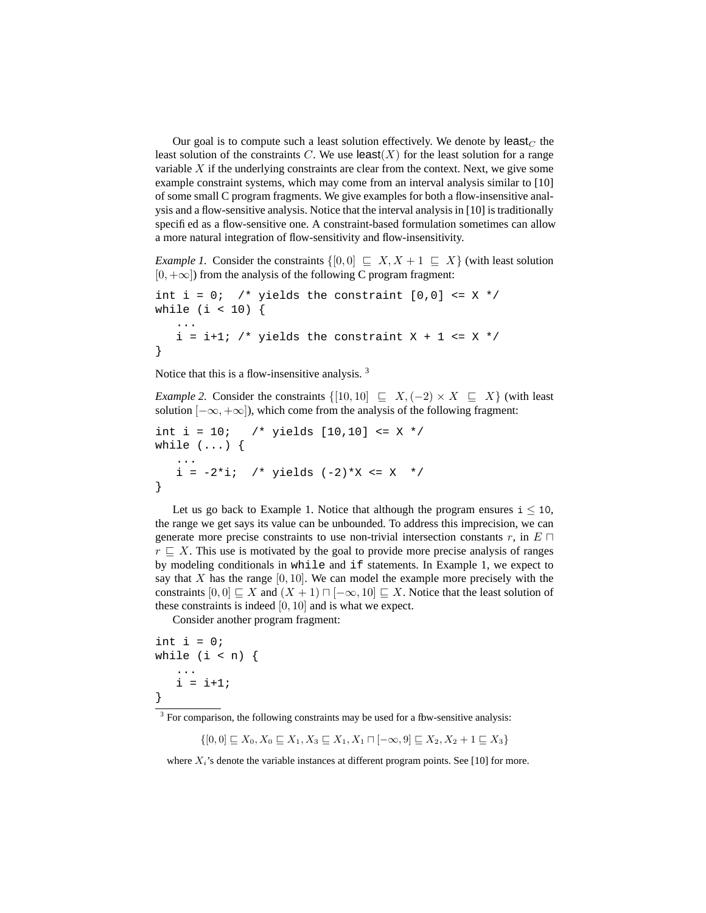Our goal is to compute such a least solution effectively. We denote by $\mathsf{least}_C$ the least solution of the constraints $C$. We use $\mathsf{least}(X)$ for the least solution for a range variable $X$ if the underlying constraints are clear from the context. Next, we give some example constraint systems, which may come from an interval analysis similar to [10] of some small C program fragments. We give examples for both a flow-insensitive analysis and a flow-sensitive analysis. Notice that the interval analysis in [10] is traditionally specified as a flow-sensitive one. A constraint-based formulation sometimes can allow a more natural integration of flow-sensitivity and flow-insensitivity.

*Example 1.* Consider the constraints $\{[0,0] \sqsubseteq X, X+1 \sqsubseteq X\}$ (with least solution $[0,+\infty]$) from the analysis of the following C program fragment:

```
int i = 0;  /* yields the constraint [0,0] <= X */
while (i < 10) {
   ...
   i = i+1; /* yields the constraint X + 1 <= X */
}
```

Notice that this is a flow-insensitive analysis. [3]

*Example 2.* Consider the constraints $\{[10,10] \sqsubseteq X, (-2) \times X \sqsubseteq X\}$ (with least solution $[-\infty,+\infty]$), which come from the analysis of the following fragment:

```
int i = 10;   /* yields [10,10] <= X */
while (...) {
   ...
   i = -2*i;  /* yields (-2)*X <= X  */
}
```

Let us go back to Example 1. Notice that although the program ensures $\mathtt{i} \leq 10$, the range we get says its value can be unbounded. To address this imprecision, we can generate more precise constraints to use non-trivial intersection constants $r$, in $E \sqcap r \sqsubseteq X$. This use is motivated by the goal to provide more precise analysis of ranges by modeling conditionals in `while` and `if` statements. In Example 1, we expect to say that $X$ has the range $[0,10]$. We can model the example more precisely with the constraints $[0,0] \sqsubseteq X$ and $(X+1) \sqcap [-\infty,10] \sqsubseteq X$. Notice that the least solution of these constraints is indeed $[0,10]$ and is what we expect.

Consider another program fragment:

```
int i = 0;
while (i < n) {
   ...
   i = i+1;
}
```

[3] For comparison, the following constraints may be used for a flow-sensitive analysis:

$$\{[0,0] \sqsubseteq X_0, X_0 \sqsubseteq X_1, X_3 \sqsubseteq X_1, X_1 \sqcap [-\infty,9] \sqsubseteq X_2, X_2+1 \sqsubseteq X_3\}$$

where $X_i$'s denote the variable instances at different program points. See [10] for more.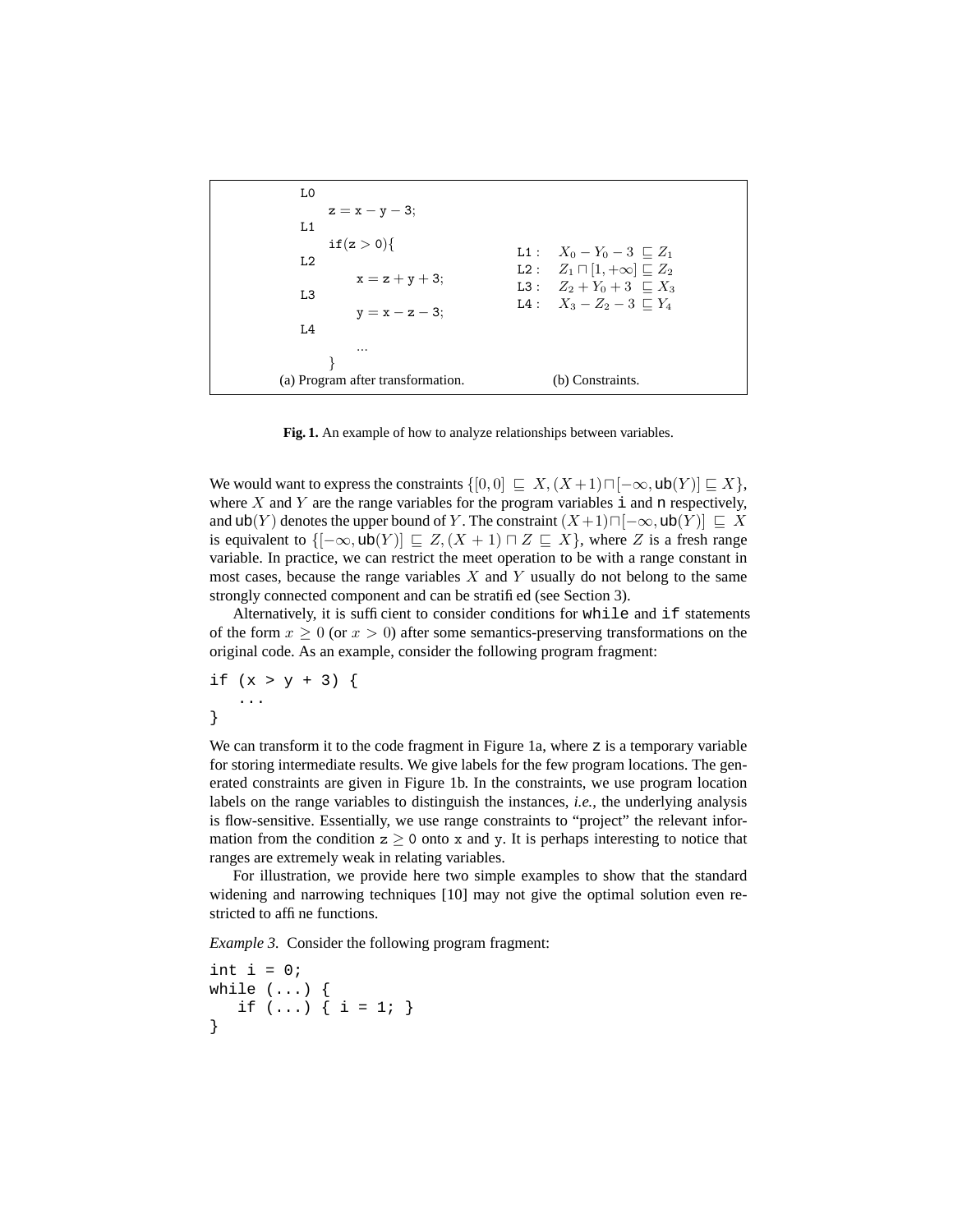```
L0
    z = x − y − 3;
L1
    if(z > 0){
L2
        x = z + y + 3;
L3
        y = x − z − 3;
L4
        ...
    }
```

(a) Program after transformation.

$$
\begin{array}{ll}
\texttt{L1}: & X_0 - Y_0 - 3 \sqsubseteq Z_1 \\
\texttt{L2}: & Z_1 \sqcap [1, +\infty] \sqsubseteq Z_2 \\
\texttt{L3}: & Z_2 + Y_0 + 3 \sqsubseteq X_3 \\
\texttt{L4}: & X_3 - Z_2 - 3 \sqsubseteq Y_4
\end{array}
$$

(b) Constraints.

**Fig. 1.** An example of how to analyze relationships between variables.

We would want to express the constraints $\{[0, 0] \sqsubseteq X, (X+1) \sqcap [-\infty, \mathsf{ub}(Y)] \sqsubseteq X\}$, where $X$ and $Y$ are the range variables for the program variables `i` and `n` respectively, and $\mathsf{ub}(Y)$ denotes the upper bound of $Y$. The constraint $(X+1) \sqcap [-\infty, \mathsf{ub}(Y)] \sqsubseteq X$ is equivalent to $\{[-\infty, \mathsf{ub}(Y)] \sqsubseteq Z, (X+1) \sqcap Z \sqsubseteq X\}$, where $Z$ is a fresh range variable. In practice, we can restrict the meet operation to be with a range constant in most cases, because the range variables $X$ and $Y$ usually do not belong to the same strongly connected component and can be stratified (see Section 3).

Alternatively, it is sufficient to consider conditions for `while` and `if` statements of the form $x \geq 0$ (or $x > 0$) after some semantics-preserving transformations on the original code. As an example, consider the following program fragment:

```
if (x > y + 3) {
   ...
}
```

We can transform it to the code fragment in Figure 1a, where `z` is a temporary variable for storing intermediate results. We give labels for the few program locations. The generated constraints are given in Figure 1b. In the constraints, we use program location labels on the range variables to distinguish the instances, *i.e.*, the underlying analysis is flow-sensitive. Essentially, we use range constraints to "project" the relevant information from the condition $\mathtt{z} \geq 0$ onto $\mathtt{x}$ and $\mathtt{y}$. It is perhaps interesting to notice that ranges are extremely weak in relating variables.

For illustration, we provide here two simple examples to show that the standard widening and narrowing techniques [10] may not give the optimal solution even restricted to affine functions.

*Example 3.* Consider the following program fragment:

```
int i = 0;
while (...) {
   if (...) { i = 1; }
}
```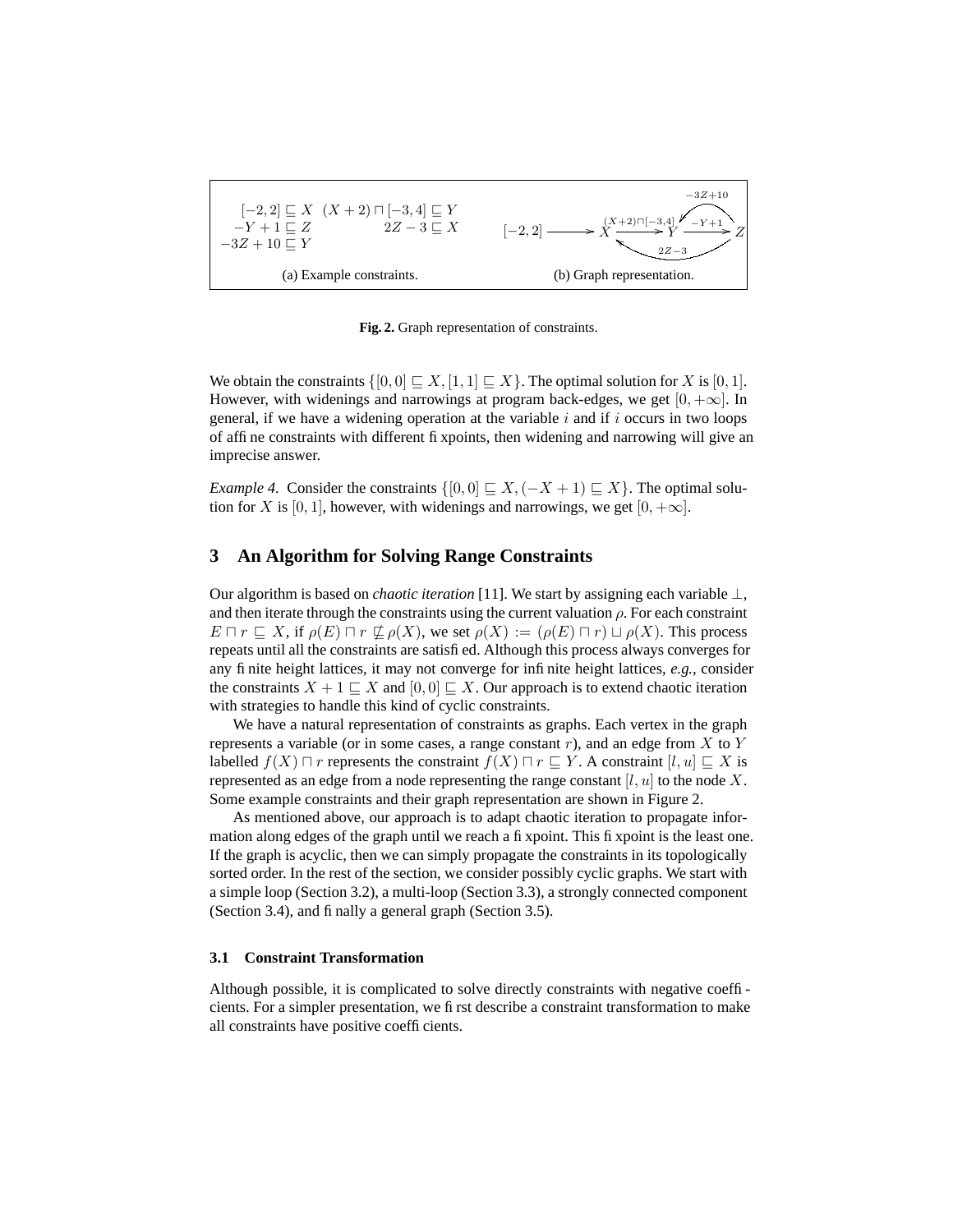$[-2,2] \sqsubseteq X \quad (X+2) \sqcap [-3,4] \sqsubseteq Y$
$-Y+1 \sqsubseteq Z \qquad 2Z-3 \sqsubseteq X$
$-3Z+10 \sqsubseteq Y$

(a) Example constraints.

(b) Graph representation.

**Fig. 2.** Graph representation of constraints.

We obtain the constraints $\{[0,0] \sqsubseteq X, [1,1] \sqsubseteq X\}$. The optimal solution for $X$ is $[0,1]$. However, with widenings and narrowings at program back-edges, we get $[0,+\infty]$. In general, if we have a widening operation at the variable $i$ and if $i$ occurs in two loops of affine constraints with different fixpoints, then widening and narrowing will give an imprecise answer.

*Example 4.* Consider the constraints $\{[0,0] \sqsubseteq X, (-X+1) \sqsubseteq X\}$. The optimal solution for $X$ is $[0,1]$, however, with widenings and narrowings, we get $[0,+\infty]$.

## 3 An Algorithm for Solving Range Constraints

Our algorithm is based on *chaotic iteration* [11]. We start by assigning each variable $\bot$, and then iterate through the constraints using the current valuation $\rho$. For each constraint $E \sqcap r \sqsubseteq X$, if $\rho(E) \sqcap r \not\sqsubseteq \rho(X)$, we set $\rho(X) := (\rho(E) \sqcap r) \sqcup \rho(X)$. This process repeats until all the constraints are satisfied. Although this process always converges for any finite height lattices, it may not converge for infinite height lattices, *e.g.*, consider the constraints $X+1 \sqsubseteq X$ and $[0,0] \sqsubseteq X$. Our approach is to extend chaotic iteration with strategies to handle this kind of cyclic constraints.

We have a natural representation of constraints as graphs. Each vertex in the graph represents a variable (or in some cases, a range constant $r$), and an edge from $X$ to $Y$ labelled $f(X) \sqcap r$ represents the constraint $f(X) \sqcap r \sqsubseteq Y$. A constraint $[l,u] \sqsubseteq X$ is represented as an edge from a node representing the range constant $[l,u]$ to the node $X$. Some example constraints and their graph representation are shown in Figure 2.

As mentioned above, our approach is to adapt chaotic iteration to propagate information along edges of the graph until we reach a fixpoint. This fixpoint is the least one. If the graph is acyclic, then we can simply propagate the constraints in its topologically sorted order. In the rest of the section, we consider possibly cyclic graphs. We start with a simple loop (Section 3.2), a multi-loop (Section 3.3), a strongly connected component (Section 3.4), and finally a general graph (Section 3.5).

### 3.1 Constraint Transformation

Although possible, it is complicated to solve directly constraints with negative coefficients. For a simpler presentation, we first describe a constraint transformation to make all constraints have positive coefficients.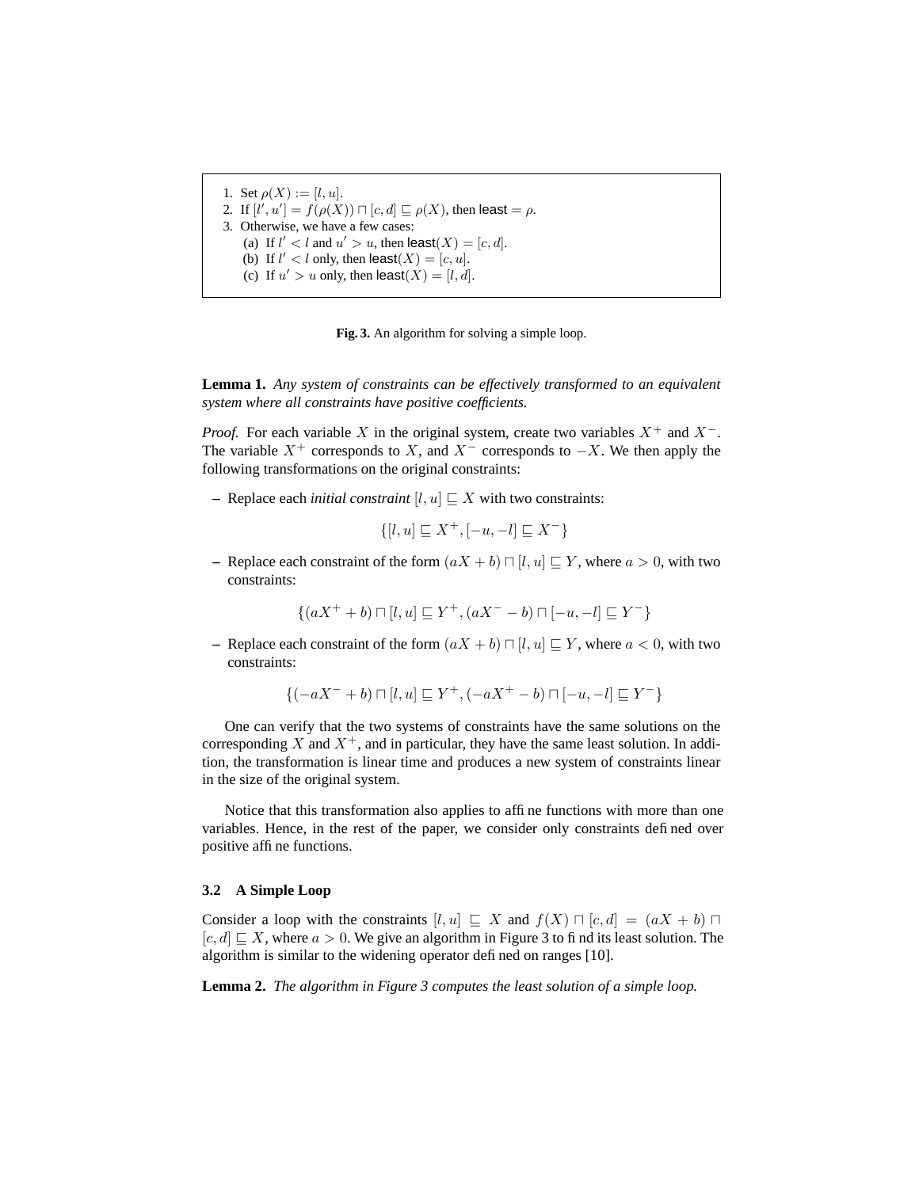1. Set $\rho(X) := [l, u]$.
2. If $[l', u'] = f(\rho(X)) \sqcap [c, d] \sqsubseteq \rho(X)$, then $\mathsf{least} = \rho$.
3. Otherwise, we have a few cases:
   (a) If $l' < l$ and $u' > u$, then $\mathsf{least}(X) = [c, d]$.
   (b) If $l' < l$ only, then $\mathsf{least}(X) = [c, u]$.
   (c) If $u' > u$ only, then $\mathsf{least}(X) = [l, d]$.

**Fig. 3.** An algorithm for solving a simple loop.

**Lemma 1.** *Any system of constraints can be effectively transformed to an equivalent system where all constraints have positive coefficients.*

*Proof.* For each variable $X$ in the original system, create two variables $X^+$ and $X^-$. The variable $X^+$ corresponds to $X$, and $X^-$ corresponds to $-X$. We then apply the following transformations on the original constraints:

– Replace each *initial constraint* $[l, u] \sqsubseteq X$ with two constraints:

$$\{[l, u] \sqsubseteq X^+, [-u, -l] \sqsubseteq X^-\}$$

– Replace each constraint of the form $(aX + b) \sqcap [l, u] \sqsubseteq Y$, where $a > 0$, with two constraints:

$$\{(aX^+ + b) \sqcap [l, u] \sqsubseteq Y^+, (aX^- - b) \sqcap [-u, -l] \sqsubseteq Y^-\}$$

– Replace each constraint of the form $(aX + b) \sqcap [l, u] \sqsubseteq Y$, where $a < 0$, with two constraints:

$$\{(-aX^- + b) \sqcap [l, u] \sqsubseteq Y^+, (-aX^+ - b) \sqcap [-u, -l] \sqsubseteq Y^-\}$$

One can verify that the two systems of constraints have the same solutions on the corresponding $X$ and $X^+$, and in particular, they have the same least solution. In addition, the transformation is linear time and produces a new system of constraints linear in the size of the original system.

Notice that this transformation also applies to affine functions with more than one variables. Hence, in the rest of the paper, we consider only constraints defined over positive affine functions.

### 3.2 A Simple Loop

Consider a loop with the constraints $[l, u] \sqsubseteq X$ and $f(X) \sqcap [c, d] = (aX + b) \sqcap [c, d] \sqsubseteq X$, where $a > 0$. We give an algorithm in Figure 3 to find its least solution. The algorithm is similar to the widening operator defined on ranges [10].

**Lemma 2.** *The algorithm in Figure 3 computes the least solution of a simple loop.*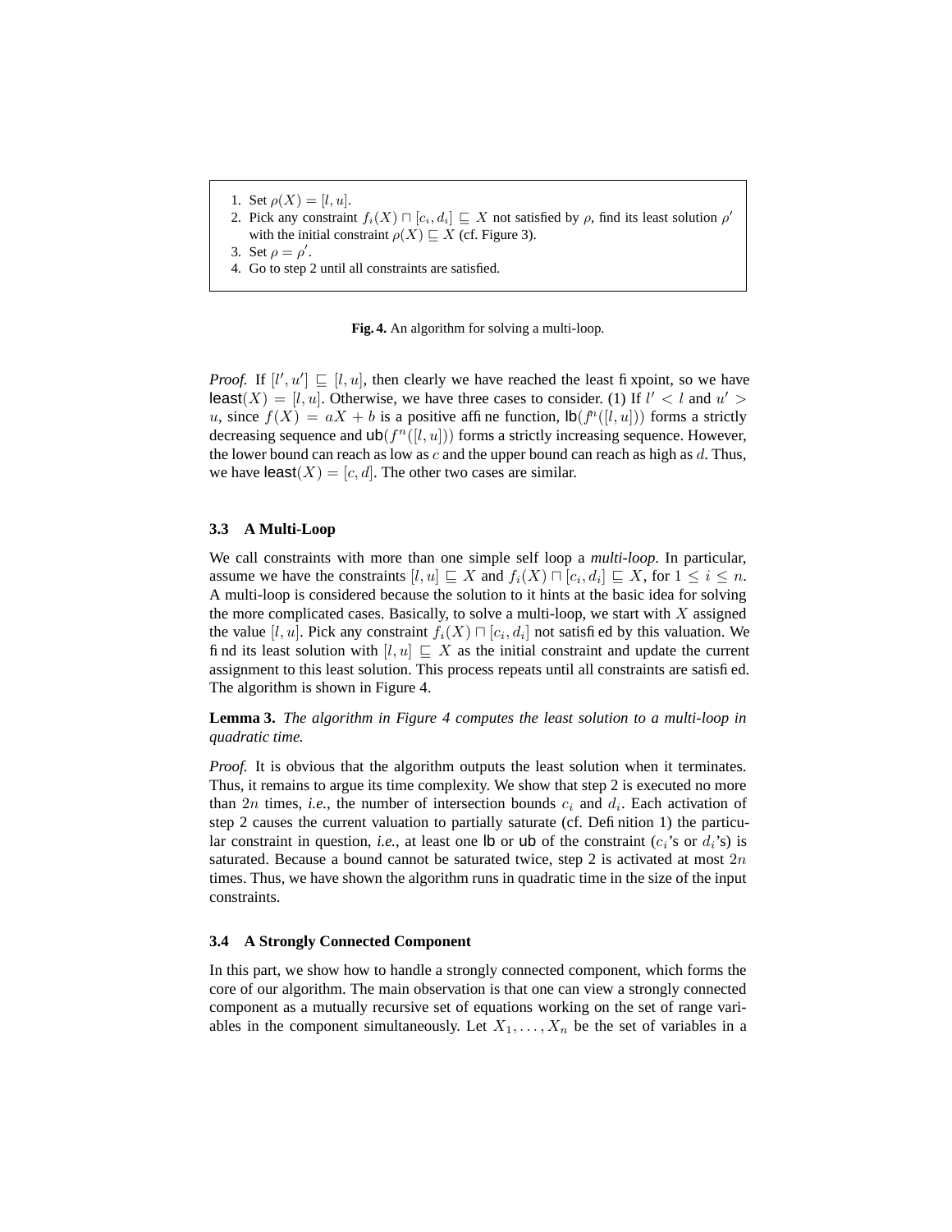1. Set $\rho(X) = [l, u]$.
2. Pick any constraint $f_i(X) \sqcap [c_i, d_i] \sqsubseteq X$ not satisfied by $\rho$, find its least solution $\rho'$ with the initial constraint $\rho(X) \sqsubseteq X$ (cf. Figure 3).
3. Set $\rho = \rho'$.
4. Go to step 2 until all constraints are satisfied.

**Fig. 4.** An algorithm for solving a multi-loop.

*Proof.* If $[l', u'] \sqsubseteq [l, u]$, then clearly we have reached the least fixpoint, so we have $\mathsf{least}(X) = [l, u]$. Otherwise, we have three cases to consider. (1) If $l' < l$ and $u' > u$, since $f(X) = aX + b$ is a positive affine function, $\mathsf{lb}(f^n([l, u]))$ forms a strictly decreasing sequence and $\mathsf{ub}(f^n([l, u]))$ forms a strictly increasing sequence. However, the lower bound can reach as low as $c$ and the upper bound can reach as high as $d$. Thus, we have $\mathsf{least}(X) = [c, d]$. The other two cases are similar.

### 3.3 A Multi-Loop

We call constraints with more than one simple self loop a *multi-loop*. In particular, assume we have the constraints $[l, u] \sqsubseteq X$ and $f_i(X) \sqcap [c_i, d_i] \sqsubseteq X$, for $1 \leq i \leq n$. A multi-loop is considered because the solution to it hints at the basic idea for solving the more complicated cases. Basically, to solve a multi-loop, we start with $X$ assigned the value $[l, u]$. Pick any constraint $f_i(X) \sqcap [c_i, d_i]$ not satisfied by this valuation. We find its least solution with $[l, u] \sqsubseteq X$ as the initial constraint and update the current assignment to this least solution. This process repeats until all constraints are satisfied. The algorithm is shown in Figure 4.

**Lemma 3.** *The algorithm in Figure 4 computes the least solution to a multi-loop in quadratic time.*

*Proof.* It is obvious that the algorithm outputs the least solution when it terminates. Thus, it remains to argue its time complexity. We show that step 2 is executed no more than $2n$ times, *i.e.*, the number of intersection bounds $c_i$ and $d_i$. Each activation of step 2 causes the current valuation to partially saturate (cf. Definition 1) the particular constraint in question, *i.e.*, at least one $\mathsf{lb}$ or $\mathsf{ub}$ of the constraint ($c_i$'s or $d_i$'s) is saturated. Because a bound cannot be saturated twice, step 2 is activated at most $2n$ times. Thus, we have shown the algorithm runs in quadratic time in the size of the input constraints.

### 3.4 A Strongly Connected Component

In this part, we show how to handle a strongly connected component, which forms the core of our algorithm. The main observation is that one can view a strongly connected component as a mutually recursive set of equations working on the set of range variables in the component simultaneously. Let $X_1, \ldots, X_n$ be the set of variables in a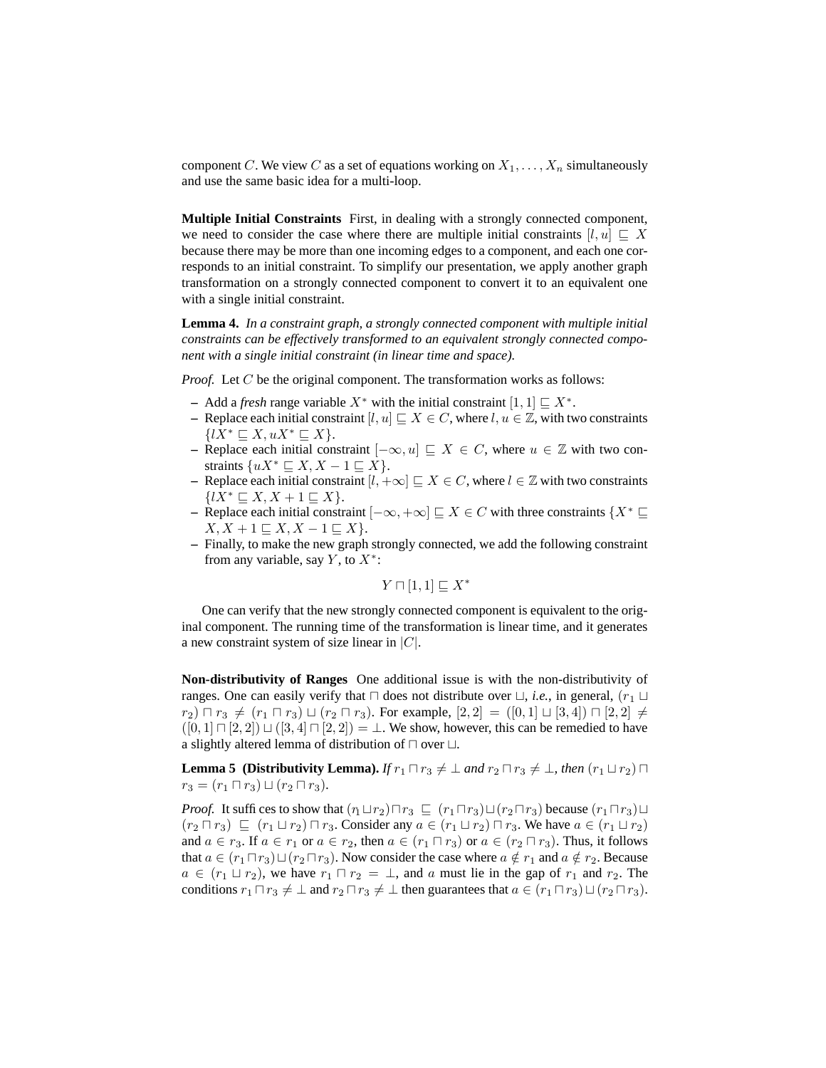component $C$. We view $C$ as a set of equations working on $X_1, \ldots, X_n$ simultaneously and use the same basic idea for a multi-loop.

**Multiple Initial Constraints** First, in dealing with a strongly connected component, we need to consider the case where there are multiple initial constraints $[l, u] \sqsubseteq X$ because there may be more than one incoming edges to a component, and each one corresponds to an initial constraint. To simplify our presentation, we apply another graph transformation on a strongly connected component to convert it to an equivalent one with a single initial constraint.

**Lemma 4.** *In a constraint graph, a strongly connected component with multiple initial constraints can be effectively transformed to an equivalent strongly connected component with a single initial constraint (in linear time and space).*

*Proof.* Let $C$ be the original component. The transformation works as follows:

- Add a *fresh* range variable $X^*$ with the initial constraint $[1, 1] \sqsubseteq X^*$.
- Replace each initial constraint $[l, u] \sqsubseteq X \in C$, where $l, u \in \mathbb{Z}$, with two constraints $\{lX^* \sqsubseteq X, uX^* \sqsubseteq X\}$.
- Replace each initial constraint $[-\infty, u] \sqsubseteq X \in C$, where $u \in \mathbb{Z}$ with two constraints $\{uX^* \sqsubseteq X, X - 1 \sqsubseteq X\}$.
- Replace each initial constraint $[l, +\infty] \sqsubseteq X \in C$, where $l \in \mathbb{Z}$ with two constraints $\{lX^* \sqsubseteq X, X + 1 \sqsubseteq X\}$.
- Replace each initial constraint $[-\infty, +\infty] \sqsubseteq X \in C$ with three constraints $\{X^* \sqsubseteq X, X + 1 \sqsubseteq X, X - 1 \sqsubseteq X\}$.
- Finally, to make the new graph strongly connected, we add the following constraint from any variable, say $Y$, to $X^*$:

$$Y \sqcap [1, 1] \sqsubseteq X^*$$

One can verify that the new strongly connected component is equivalent to the original component. The running time of the transformation is linear time, and it generates a new constraint system of size linear in $|C|$.

**Non-distributivity of Ranges** One additional issue is with the non-distributivity of ranges. One can easily verify that $\sqcap$ does not distribute over $\sqcup$, *i.e.*, in general, $(r_1 \sqcup r_2) \sqcap r_3 \neq (r_1 \sqcap r_3) \sqcup (r_2 \sqcap r_3)$. For example, $[2, 2] = ([0, 1] \sqcup [3, 4]) \sqcap [2, 2] \neq ([0, 1] \sqcap [2, 2]) \sqcup ([3, 4] \sqcap [2, 2]) = \bot$. We show, however, this can be remedied to have a slightly altered lemma of distribution of $\sqcap$ over $\sqcup$.

**Lemma 5 (Distributivity Lemma).** *If $r_1 \sqcap r_3 \neq \bot$ and $r_2 \sqcap r_3 \neq \bot$, then $(r_1 \sqcup r_2) \sqcap r_3 = (r_1 \sqcap r_3) \sqcup (r_2 \sqcap r_3)$.*

*Proof.* It suffices to show that $(r_1 \sqcup r_2) \sqcap r_3 \sqsubseteq (r_1 \sqcap r_3) \sqcup (r_2 \sqcap r_3)$ because $(r_1 \sqcap r_3) \sqcup (r_2 \sqcap r_3) \sqsubseteq (r_1 \sqcup r_2) \sqcap r_3$. Consider any $a \in (r_1 \sqcup r_2) \sqcap r_3$. We have $a \in (r_1 \sqcup r_2)$ and $a \in r_3$. If $a \in r_1$ or $a \in r_2$, then $a \in (r_1 \sqcap r_3)$ or $a \in (r_2 \sqcap r_3)$. Thus, it follows that $a \in (r_1 \sqcap r_3) \sqcup (r_2 \sqcap r_3)$. Now consider the case where $a \notin r_1$ and $a \notin r_2$. Because $a \in (r_1 \sqcup r_2)$, we have $r_1 \sqcap r_2 = \bot$, and $a$ must lie in the gap of $r_1$ and $r_2$. The conditions $r_1 \sqcap r_3 \neq \bot$ and $r_2 \sqcap r_3 \neq \bot$ then guarantees that $a \in (r_1 \sqcap r_3) \sqcup (r_2 \sqcap r_3)$.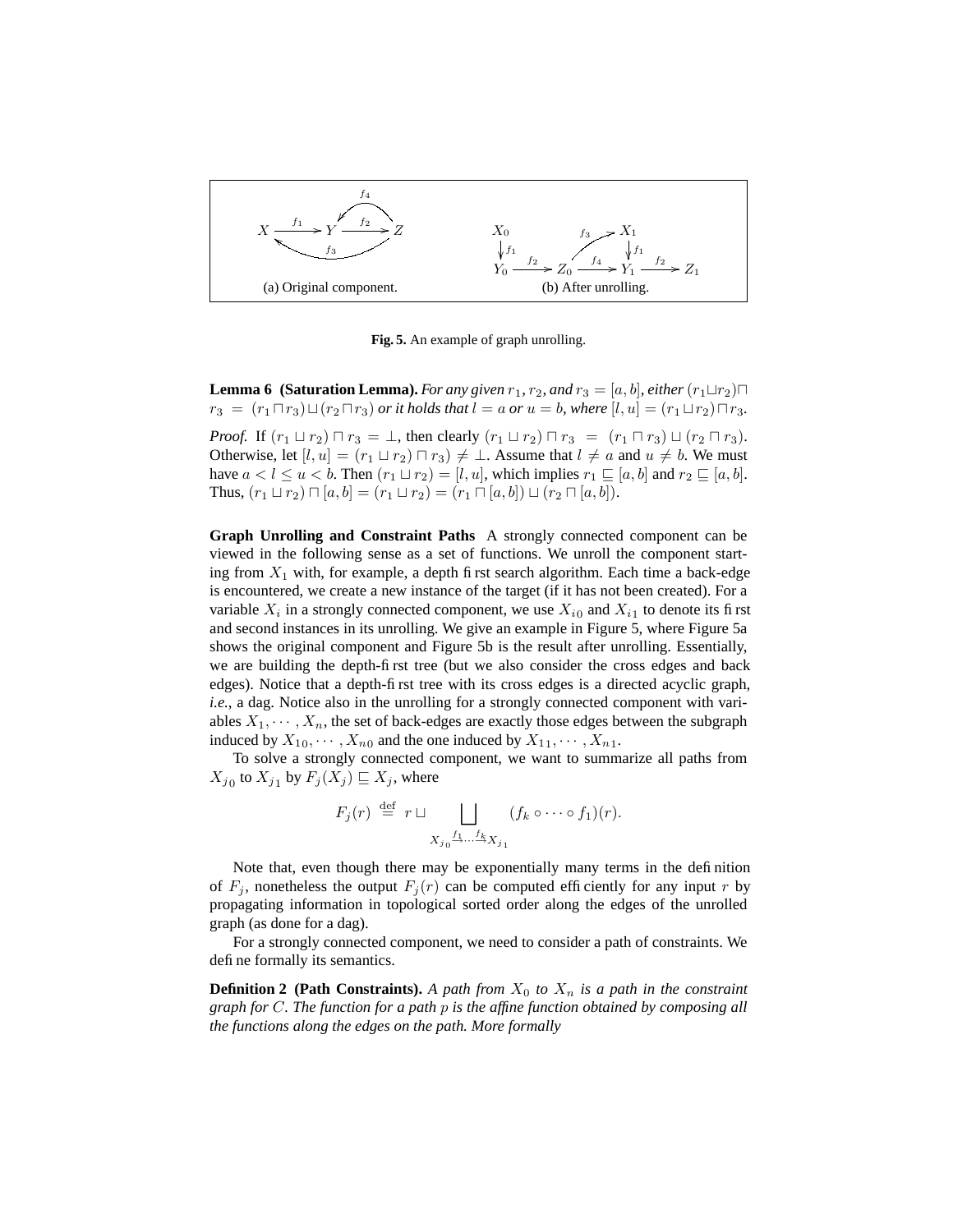(a) Original component. (b) After unrolling.

**Fig. 5.** An example of graph unrolling.

**Lemma 6 (Saturation Lemma).** *For any given $r_1, r_2$, and $r_3 = [a, b]$, either $(r_1 \sqcup r_2) \sqcap r_3 = (r_1 \sqcap r_3) \sqcup (r_2 \sqcap r_3)$ or it holds that $l = a$ or $u = b$, where $[l, u] = (r_1 \sqcup r_2) \sqcap r_3$.*

*Proof.* If $(r_1 \sqcup r_2) \sqcap r_3 = \bot$, then clearly $(r_1 \sqcup r_2) \sqcap r_3 = (r_1 \sqcap r_3) \sqcup (r_2 \sqcap r_3)$. Otherwise, let $[l, u] = (r_1 \sqcup r_2) \sqcap r_3) \neq \bot$. Assume that $l \neq a$ and $u \neq b$. We must have $a < l \leq u < b$. Then $(r_1 \sqcup r_2) = [l, u]$, which implies $r_1 \sqsubseteq [a, b]$ and $r_2 \sqsubseteq [a, b]$. Thus, $(r_1 \sqcup r_2) \sqcap [a, b] = (r_1 \sqcup r_2) = (r_1 \sqcap [a, b]) \sqcup (r_2 \sqcap [a, b])$.

**Graph Unrolling and Constraint Paths** A strongly connected component can be viewed in the following sense as a set of functions. We unroll the component starting from $X_1$ with, for example, a depth first search algorithm. Each time a back-edge is encountered, we create a new instance of the target (if it has not been created). For a variable $X_i$ in a strongly connected component, we use $X_{i0}$ and $X_{i1}$ to denote its first and second instances in its unrolling. We give an example in Figure 5, where Figure 5a shows the original component and Figure 5b is the result after unrolling. Essentially, we are building the depth-first tree (but we also consider the cross edges and back edges). Notice that a depth-first tree with its cross edges is a directed acyclic graph, *i.e.*, a dag. Notice also in the unrolling for a strongly connected component with variables $X_1, \cdots, X_n$, the set of back-edges are exactly those edges between the subgraph induced by $X_{10}, \cdots, X_{n0}$ and the one induced by $X_{11}, \cdots, X_{n1}$.

To solve a strongly connected component, we want to summarize all paths from $X_{j0}$ to $X_{j1}$ by $F_j(X_j) \sqsubseteq X_j$, where

$$F_j(r) \stackrel{\text{def}}{=} r \sqcup \bigsqcup_{X_{j0} \xrightarrow{f_1} \cdots \xrightarrow{f_k} X_{j1}} (f_k \circ \cdots \circ f_1)(r).$$

Note that, even though there may be exponentially many terms in the definition of $F_j$, nonetheless the output $F_j(r)$ can be computed efficiently for any input $r$ by propagating information in topological sorted order along the edges of the unrolled graph (as done for a dag).

For a strongly connected component, we need to consider a path of constraints. We define formally its semantics.

**Definition 2 (Path Constraints).** *A path from $X_0$ to $X_n$ is a path in the constraint graph for $C$. The function for a path $p$ is the affine function obtained by composing all the functions along the edges on the path. More formally*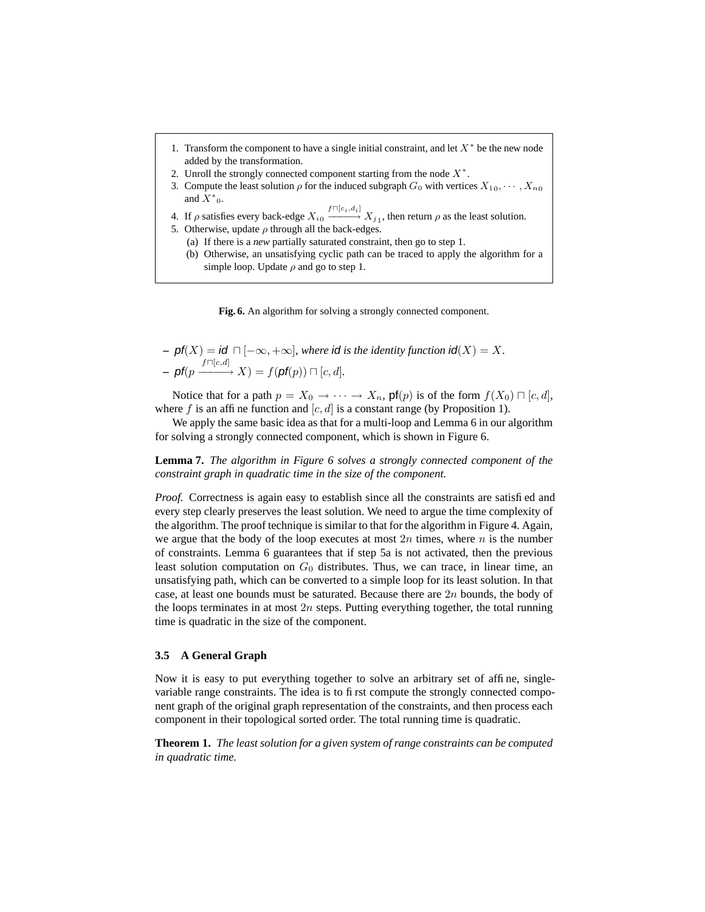1. Transform the component to have a single initial constraint, and let $X^*$ be the new node added by the transformation.
2. Unroll the strongly connected component starting from the node $X^*$.
3. Compute the least solution $\rho$ for the induced subgraph $G_0$ with vertices $X_{1_0}, \cdots, X_{n_0}$ and ${X^*}_0$.
4. If $\rho$ satisfies every back-edge $X_{i_0} \xrightarrow{f \sqcap [c_i, d_i]} X_{j_1}$, then return $\rho$ as the least solution.
5. Otherwise, update $\rho$ through all the back-edges.
   (a) If there is a *new* partially saturated constraint, then go to step 1.
   (b) Otherwise, an unsatisfying cyclic path can be traced to apply the algorithm for a simple loop. Update $\rho$ and go to step 1.

**Fig. 6.** An algorithm for solving a strongly connected component.

– *pf*$(X) =$ *id* $\sqcap [-\infty, +\infty]$, *where* id *is the identity function* id$(X) = X$.
– *pf*$(p \xrightarrow{f \sqcap [c,d]} X) = f($*pf*$(p)) \sqcap [c, d]$.

Notice that for a path $p = X_0 \to \cdots \to X_n$, pf$(p)$ is of the form $f(X_0) \sqcap [c, d]$, where $f$ is an affine function and $[c, d]$ is a constant range (by Proposition 1).

We apply the same basic idea as that for a multi-loop and Lemma 6 in our algorithm for solving a strongly connected component, which is shown in Figure 6.

**Lemma 7.** *The algorithm in Figure 6 solves a strongly connected component of the constraint graph in quadratic time in the size of the component.*

*Proof.* Correctness is again easy to establish since all the constraints are satisfied and every step clearly preserves the least solution. We need to argue the time complexity of the algorithm. The proof technique is similar to that for the algorithm in Figure 4. Again, we argue that the body of the loop executes at most $2n$ times, where $n$ is the number of constraints. Lemma 6 guarantees that if step 5a is not activated, then the previous least solution computation on $G_0$ distributes. Thus, we can trace, in linear time, an unsatisfying path, which can be converted to a simple loop for its least solution. In that case, at least one bounds must be saturated. Because there are $2n$ bounds, the body of the loops terminates in at most $2n$ steps. Putting everything together, the total running time is quadratic in the size of the component.

### 3.5 A General Graph

Now it is easy to put everything together to solve an arbitrary set of affine, single-variable range constraints. The idea is to first compute the strongly connected component graph of the original graph representation of the constraints, and then process each component in their topological sorted order. The total running time is quadratic.

**Theorem 1.** *The least solution for a given system of range constraints can be computed in quadratic time.*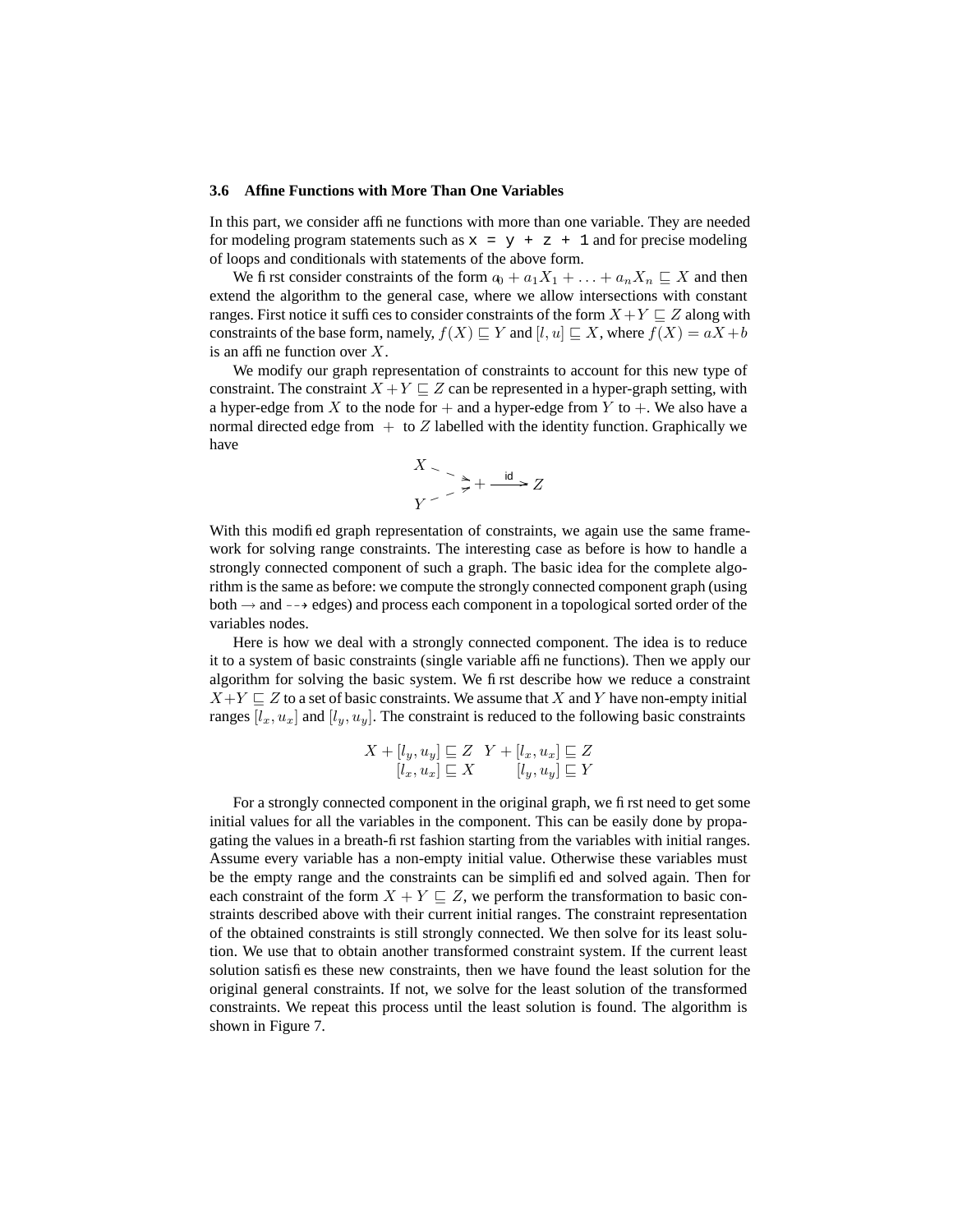### 3.6 Affine Functions with More Than One Variables

In this part, we consider affine functions with more than one variable. They are needed for modeling program statements such as `x = y + z + 1` and for precise modeling of loops and conditionals with statements of the above form.

We first consider constraints of the form $a_0 + a_1X_1 + \ldots + a_nX_n \sqsubseteq X$ and then extend the algorithm to the general case, where we allow intersections with constant ranges. First notice it suffices to consider constraints of the form $X+Y \sqsubseteq Z$ along with constraints of the base form, namely, $f(X) \sqsubseteq Y$ and $[l, u] \sqsubseteq X$, where $f(X) = aX+b$ is an affine function over $X$.

We modify our graph representation of constraints to account for this new type of constraint. The constraint $X+Y \sqsubseteq Z$ can be represented in a hyper-graph setting, with a hyper-edge from $X$ to the node for $+$ and a hyper-edge from $Y$ to $+$. We also have a normal directed edge from $+$ to $Z$ labelled with the identity function. Graphically we have

$$\begin{array}{l} X \dashrightarrow \\ \qquad\quad + \xrightarrow{\text{id}} Z \\ Y \dashrightarrow \end{array}$$

With this modified graph representation of constraints, we again use the same framework for solving range constraints. The interesting case as before is how to handle a strongly connected component of such a graph. The basic idea for the complete algorithm is the same as before: we compute the strongly connected component graph (using both $\rightarrow$ and $\dashrightarrow$ edges) and process each component in a topological sorted order of the variables nodes.

Here is how we deal with a strongly connected component. The idea is to reduce it to a system of basic constraints (single variable affine functions). Then we apply our algorithm for solving the basic system. We first describe how we reduce a constraint $X+Y \sqsubseteq Z$ to a set of basic constraints. We assume that $X$ and $Y$ have non-empty initial ranges $[l_x, u_x]$ and $[l_y, u_y]$. The constraint is reduced to the following basic constraints

$$\begin{array}{cc} X + [l_y, u_y] \sqsubseteq Z & Y + [l_x, u_x] \sqsubseteq Z \\ [l_x, u_x] \sqsubseteq X & [l_y, u_y] \sqsubseteq Y \end{array}$$

For a strongly connected component in the original graph, we first need to get some initial values for all the variables in the component. This can be easily done by propagating the values in a breath-first fashion starting from the variables with initial ranges. Assume every variable has a non-empty initial value. Otherwise these variables must be the empty range and the constraints can be simplified and solved again. Then for each constraint of the form $X + Y \sqsubseteq Z$, we perform the transformation to basic constraints described above with their current initial ranges. The constraint representation of the obtained constraints is still strongly connected. We then solve for its least solution. We use that to obtain another transformed constraint system. If the current least solution satisfies these new constraints, then we have found the least solution for the original general constraints. If not, we solve for the least solution of the transformed constraints. We repeat this process until the least solution is found. The algorithm is shown in Figure 7.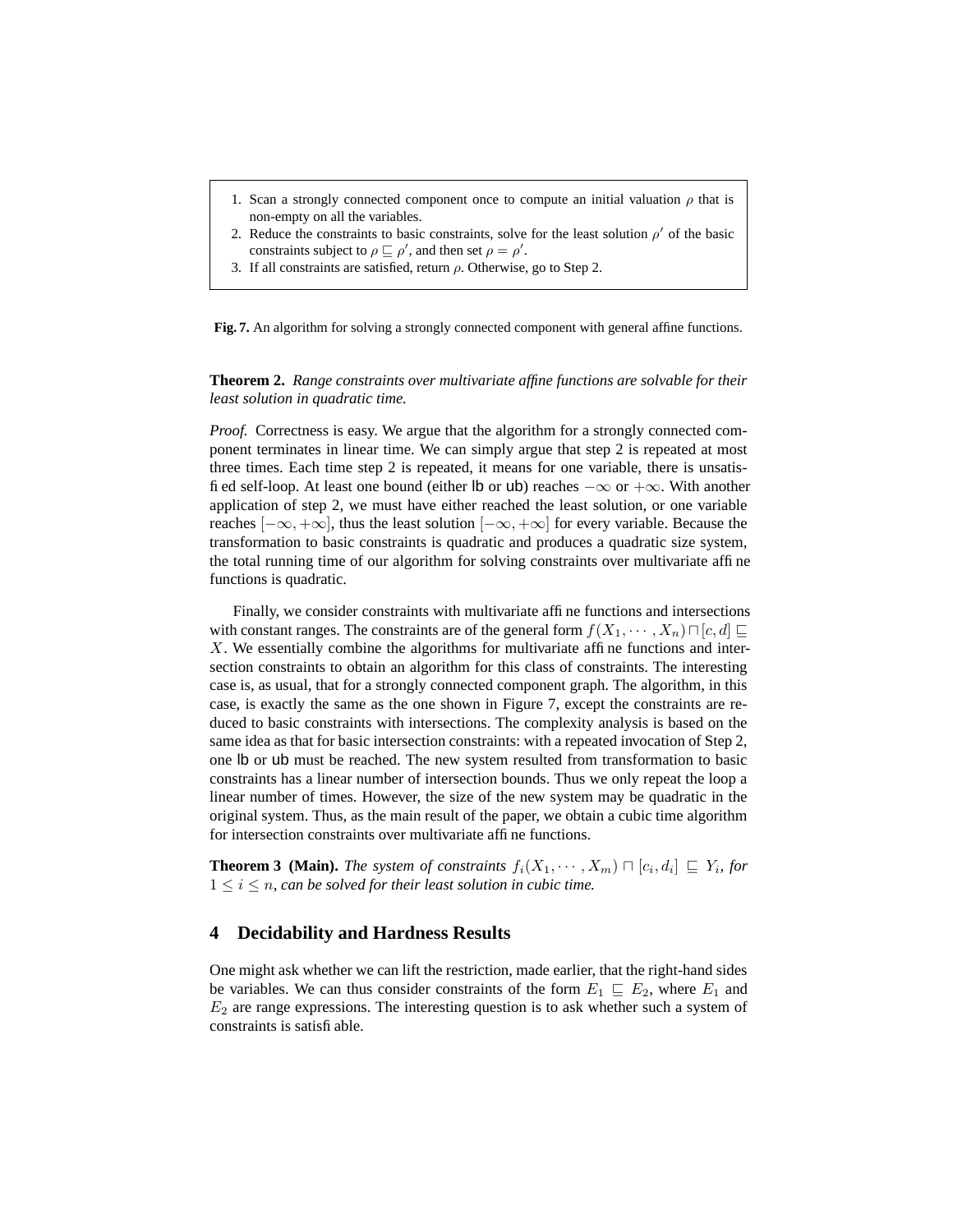1. Scan a strongly connected component once to compute an initial valuation $\rho$ that is non-empty on all the variables.
2. Reduce the constraints to basic constraints, solve for the least solution $\rho'$ of the basic constraints subject to $\rho \sqsubseteq \rho'$, and then set $\rho = \rho'$.
3. If all constraints are satisfied, return $\rho$. Otherwise, go to Step 2.

**Fig. 7.** An algorithm for solving a strongly connected component with general affine functions.

**Theorem 2.** *Range constraints over multivariate affine functions are solvable for their least solution in quadratic time.*

*Proof.* Correctness is easy. We argue that the algorithm for a strongly connected component terminates in linear time. We can simply argue that step 2 is repeated at most three times. Each time step 2 is repeated, it means for one variable, there is unsatisfied self-loop. At least one bound (either lb or ub) reaches $-\infty$ or $+\infty$. With another application of step 2, we must have either reached the least solution, or one variable reaches $[-\infty, +\infty]$, thus the least solution $[-\infty, +\infty]$ for every variable. Because the transformation to basic constraints is quadratic and produces a quadratic size system, the total running time of our algorithm for solving constraints over multivariate affine functions is quadratic.

Finally, we consider constraints with multivariate affine functions and intersections with constant ranges. The constraints are of the general form $f(X_1, \cdots, X_n) \sqcap [c, d] \sqsubseteq X$. We essentially combine the algorithms for multivariate affine functions and intersection constraints to obtain an algorithm for this class of constraints. The interesting case is, as usual, that for a strongly connected component graph. The algorithm, in this case, is exactly the same as the one shown in Figure 7, except the constraints are reduced to basic constraints with intersections. The complexity analysis is based on the same idea as that for basic intersection constraints: with a repeated invocation of Step 2, one lb or ub must be reached. The new system resulted from transformation to basic constraints has a linear number of intersection bounds. Thus we only repeat the loop a linear number of times. However, the size of the new system may be quadratic in the original system. Thus, as the main result of the paper, we obtain a cubic time algorithm for intersection constraints over multivariate affine functions.

**Theorem 3 (Main).** *The system of constraints $f_i(X_1, \cdots, X_m) \sqcap [c_i, d_i] \sqsubseteq Y_i$, for $1 \leq i \leq n$, can be solved for their least solution in cubic time.*

## 4 Decidability and Hardness Results

One might ask whether we can lift the restriction, made earlier, that the right-hand sides be variables. We can thus consider constraints of the form $E_1 \sqsubseteq E_2$, where $E_1$ and $E_2$ are range expressions. The interesting question is to ask whether such a system of constraints is satisfiable.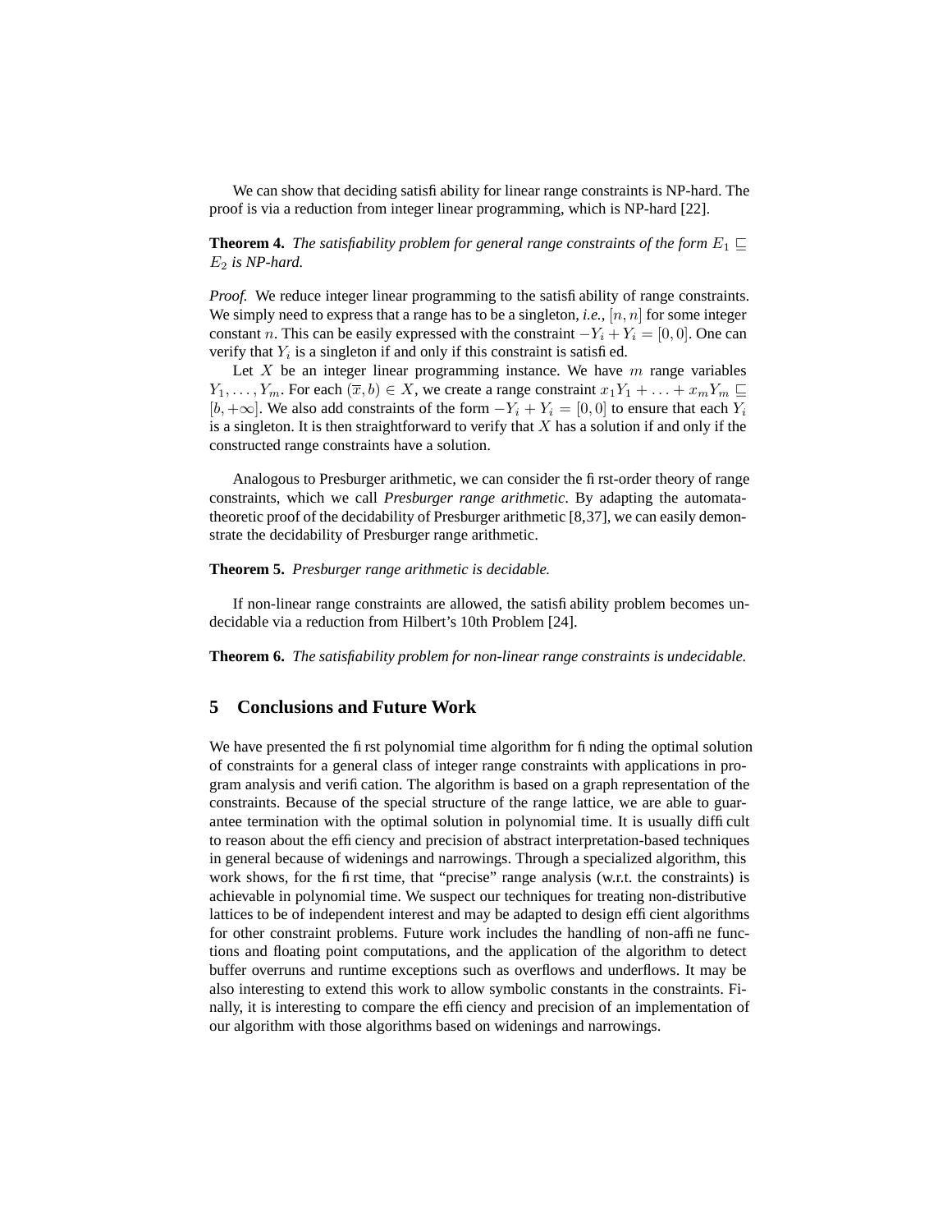We can show that deciding satisfiability for linear range constraints is NP-hard. The proof is via a reduction from integer linear programming, which is NP-hard [22].

**Theorem 4.** *The satisfiability problem for general range constraints of the form $E_1 \sqsubseteq E_2$ is NP-hard.*

*Proof.* We reduce integer linear programming to the satisfiability of range constraints. We simply need to express that a range has to be a singleton, *i.e.*, $[n, n]$ for some integer constant $n$. This can be easily expressed with the constraint $-Y_i + Y_i = [0, 0]$. One can verify that $Y_i$ is a singleton if and only if this constraint is satisfied.

Let $X$ be an integer linear programming instance. We have $m$ range variables $Y_1, \ldots, Y_m$. For each $(\overline{x}, b) \in X$, we create a range constraint $x_1 Y_1 + \ldots + x_m Y_m \sqsubseteq [b, +\infty]$. We also add constraints of the form $-Y_i + Y_i = [0, 0]$ to ensure that each $Y_i$ is a singleton. It is then straightforward to verify that $X$ has a solution if and only if the constructed range constraints have a solution.

Analogous to Presburger arithmetic, we can consider the first-order theory of range constraints, which we call *Presburger range arithmetic*. By adapting the automata-theoretic proof of the decidability of Presburger arithmetic [8,37], we can easily demonstrate the decidability of Presburger range arithmetic.

**Theorem 5.** *Presburger range arithmetic is decidable.*

If non-linear range constraints are allowed, the satisfiability problem becomes undecidable via a reduction from Hilbert's 10th Problem [24].

**Theorem 6.** *The satisfiability problem for non-linear range constraints is undecidable.*

## 5 Conclusions and Future Work

We have presented the first polynomial time algorithm for finding the optimal solution of constraints for a general class of integer range constraints with applications in program analysis and verification. The algorithm is based on a graph representation of the constraints. Because of the special structure of the range lattice, we are able to guarantee termination with the optimal solution in polynomial time. It is usually difficult to reason about the efficiency and precision of abstract interpretation-based techniques in general because of widenings and narrowings. Through a specialized algorithm, this work shows, for the first time, that "precise" range analysis (w.r.t. the constraints) is achievable in polynomial time. We suspect our techniques for treating non-distributive lattices to be of independent interest and may be adapted to design efficient algorithms for other constraint problems. Future work includes the handling of non-affine functions and floating point computations, and the application of the algorithm to detect buffer overruns and runtime exceptions such as overflows and underflows. It may be also interesting to extend this work to allow symbolic constants in the constraints. Finally, it is interesting to compare the efficiency and precision of an implementation of our algorithm with those algorithms based on widenings and narrowings.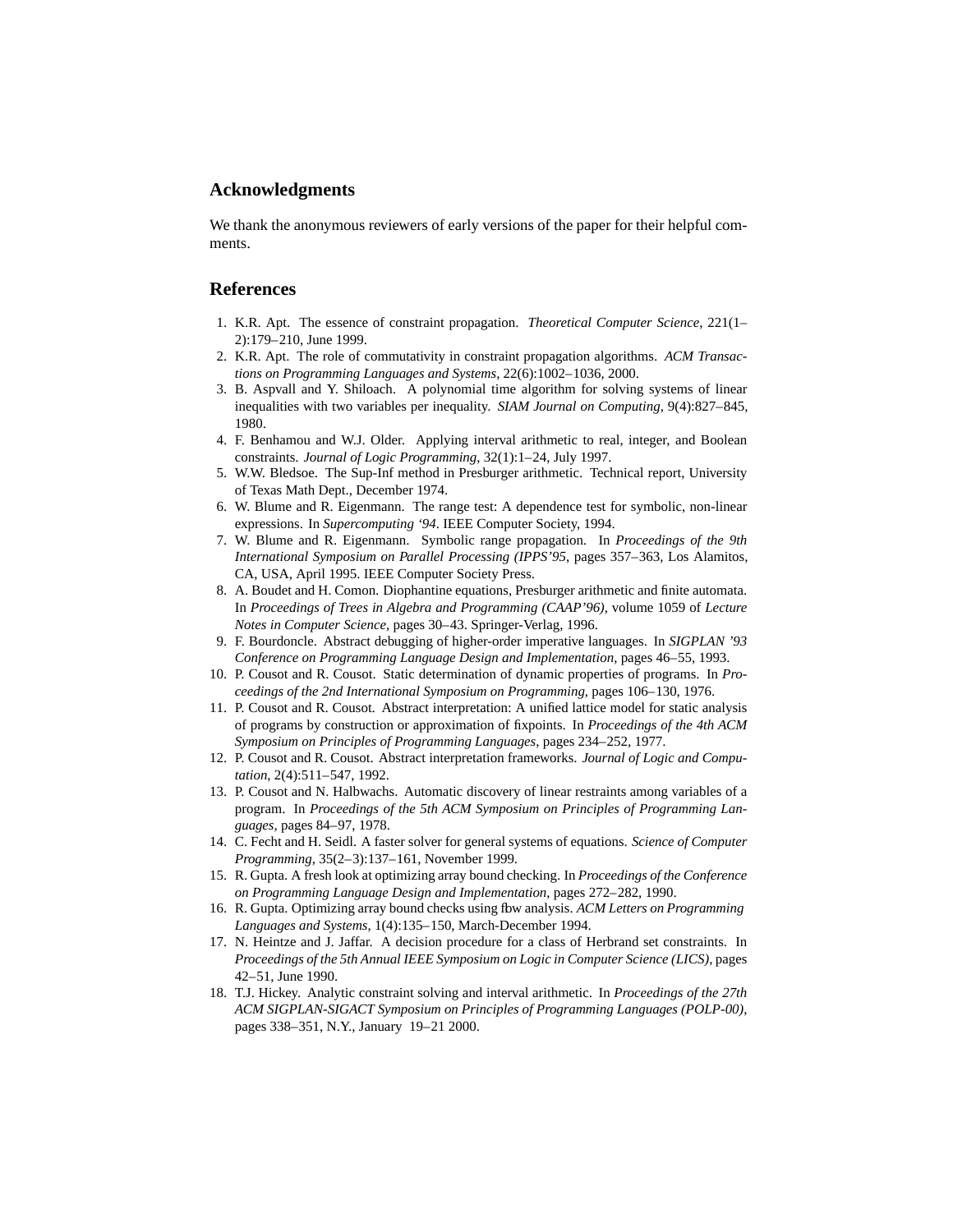## Acknowledgments

We thank the anonymous reviewers of early versions of the paper for their helpful comments.

## References

1. K.R. Apt. The essence of constraint propagation. *Theoretical Computer Science*, 221(1–2):179–210, June 1999.
2. K.R. Apt. The role of commutativity in constraint propagation algorithms. *ACM Transactions on Programming Languages and Systems*, 22(6):1002–1036, 2000.
3. B. Aspvall and Y. Shiloach. A polynomial time algorithm for solving systems of linear inequalities with two variables per inequality. *SIAM Journal on Computing*, 9(4):827–845, 1980.
4. F. Benhamou and W.J. Older. Applying interval arithmetic to real, integer, and Boolean constraints. *Journal of Logic Programming*, 32(1):1–24, July 1997.
5. W.W. Bledsoe. The Sup-Inf method in Presburger arithmetic. Technical report, University of Texas Math Dept., December 1974.
6. W. Blume and R. Eigenmann. The range test: A dependence test for symbolic, non-linear expressions. In *Supercomputing '94*. IEEE Computer Society, 1994.
7. W. Blume and R. Eigenmann. Symbolic range propagation. In *Proceedings of the 9th International Symposium on Parallel Processing (IPPS'95*, pages 357–363, Los Alamitos, CA, USA, April 1995. IEEE Computer Society Press.
8. A. Boudet and H. Comon. Diophantine equations, Presburger arithmetic and finite automata. In *Proceedings of Trees in Algebra and Programming (CAAP'96)*, volume 1059 of *Lecture Notes in Computer Science*, pages 30–43. Springer-Verlag, 1996.
9. F. Bourdoncle. Abstract debugging of higher-order imperative languages. In *SIGPLAN '93 Conference on Programming Language Design and Implementation*, pages 46–55, 1993.
10. P. Cousot and R. Cousot. Static determination of dynamic properties of programs. In *Proceedings of the 2nd International Symposium on Programming*, pages 106–130, 1976.
11. P. Cousot and R. Cousot. Abstract interpretation: A unified lattice model for static analysis of programs by construction or approximation of fixpoints. In *Proceedings of the 4th ACM Symposium on Principles of Programming Languages*, pages 234–252, 1977.
12. P. Cousot and R. Cousot. Abstract interpretation frameworks. *Journal of Logic and Computation*, 2(4):511–547, 1992.
13. P. Cousot and N. Halbwachs. Automatic discovery of linear restraints among variables of a program. In *Proceedings of the 5th ACM Symposium on Principles of Programming Languages*, pages 84–97, 1978.
14. C. Fecht and H. Seidl. A faster solver for general systems of equations. *Science of Computer Programming*, 35(2–3):137–161, November 1999.
15. R. Gupta. A fresh look at optimizing array bound checking. In *Proceedings of the Conference on Programming Language Design and Implementation*, pages 272–282, 1990.
16. R. Gupta. Optimizing array bound checks using flow analysis. *ACM Letters on Programming Languages and Systems*, 1(4):135–150, March-December 1994.
17. N. Heintze and J. Jaffar. A decision procedure for a class of Herbrand set constraints. In *Proceedings of the 5th Annual IEEE Symposium on Logic in Computer Science (LICS)*, pages 42–51, June 1990.
18. T.J. Hickey. Analytic constraint solving and interval arithmetic. In *Proceedings of the 27th ACM SIGPLAN-SIGACT Symposium on Principles of Programming Languages (POLP-00)*, pages 338–351, N.Y., January 19–21 2000.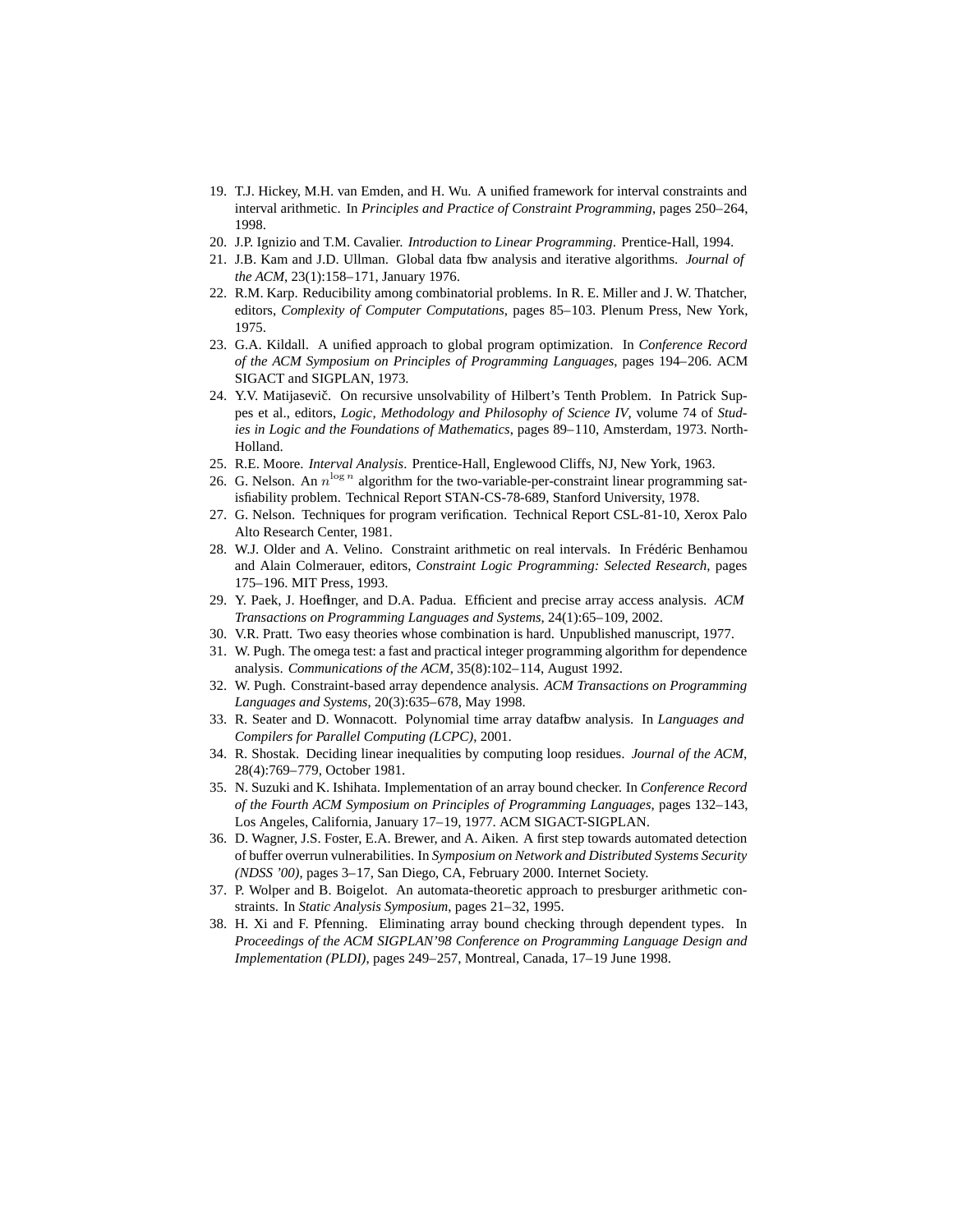19. T.J. Hickey, M.H. van Emden, and H. Wu. A unified framework for interval constraints and interval arithmetic. In *Principles and Practice of Constraint Programming*, pages 250–264, 1998.
20. J.P. Ignizio and T.M. Cavalier. *Introduction to Linear Programming*. Prentice-Hall, 1994.
21. J.B. Kam and J.D. Ullman. Global data flow analysis and iterative algorithms. *Journal of the ACM*, 23(1):158–171, January 1976.
22. R.M. Karp. Reducibility among combinatorial problems. In R. E. Miller and J. W. Thatcher, editors, *Complexity of Computer Computations*, pages 85–103. Plenum Press, New York, 1975.
23. G.A. Kildall. A unified approach to global program optimization. In *Conference Record of the ACM Symposium on Principles of Programming Languages*, pages 194–206. ACM SIGACT and SIGPLAN, 1973.
24. Y.V. Matijasevič. On recursive unsolvability of Hilbert's Tenth Problem. In Patrick Suppes et al., editors, *Logic, Methodology and Philosophy of Science IV*, volume 74 of *Studies in Logic and the Foundations of Mathematics*, pages 89–110, Amsterdam, 1973. North-Holland.
25. R.E. Moore. *Interval Analysis*. Prentice-Hall, Englewood Cliffs, NJ, New York, 1963.
26. G. Nelson. An $n^{\log n}$ algorithm for the two-variable-per-constraint linear programming satisfiability problem. Technical Report STAN-CS-78-689, Stanford University, 1978.
27. G. Nelson. Techniques for program verification. Technical Report CSL-81-10, Xerox Palo Alto Research Center, 1981.
28. W.J. Older and A. Velino. Constraint arithmetic on real intervals. In Frédéric Benhamou and Alain Colmerauer, editors, *Constraint Logic Programming: Selected Research*, pages 175–196. MIT Press, 1993.
29. Y. Paek, J. Hoeflinger, and D.A. Padua. Efficient and precise array access analysis. *ACM Transactions on Programming Languages and Systems*, 24(1):65–109, 2002.
30. V.R. Pratt. Two easy theories whose combination is hard. Unpublished manuscript, 1977.
31. W. Pugh. The omega test: a fast and practical integer programming algorithm for dependence analysis. *Communications of the ACM*, 35(8):102–114, August 1992.
32. W. Pugh. Constraint-based array dependence analysis. *ACM Transactions on Programming Languages and Systems*, 20(3):635–678, May 1998.
33. R. Seater and D. Wonnacott. Polynomial time array dataflow analysis. In *Languages and Compilers for Parallel Computing (LCPC)*, 2001.
34. R. Shostak. Deciding linear inequalities by computing loop residues. *Journal of the ACM*, 28(4):769–779, October 1981.
35. N. Suzuki and K. Ishihata. Implementation of an array bound checker. In *Conference Record of the Fourth ACM Symposium on Principles of Programming Languages*, pages 132–143, Los Angeles, California, January 17–19, 1977. ACM SIGACT-SIGPLAN.
36. D. Wagner, J.S. Foster, E.A. Brewer, and A. Aiken. A first step towards automated detection of buffer overrun vulnerabilities. In *Symposium on Network and Distributed Systems Security (NDSS '00)*, pages 3–17, San Diego, CA, February 2000. Internet Society.
37. P. Wolper and B. Boigelot. An automata-theoretic approach to presburger arithmetic constraints. In *Static Analysis Symposium*, pages 21–32, 1995.
38. H. Xi and F. Pfenning. Eliminating array bound checking through dependent types. In *Proceedings of the ACM SIGPLAN'98 Conference on Programming Language Design and Implementation (PLDI)*, pages 249–257, Montreal, Canada, 17–19 June 1998.